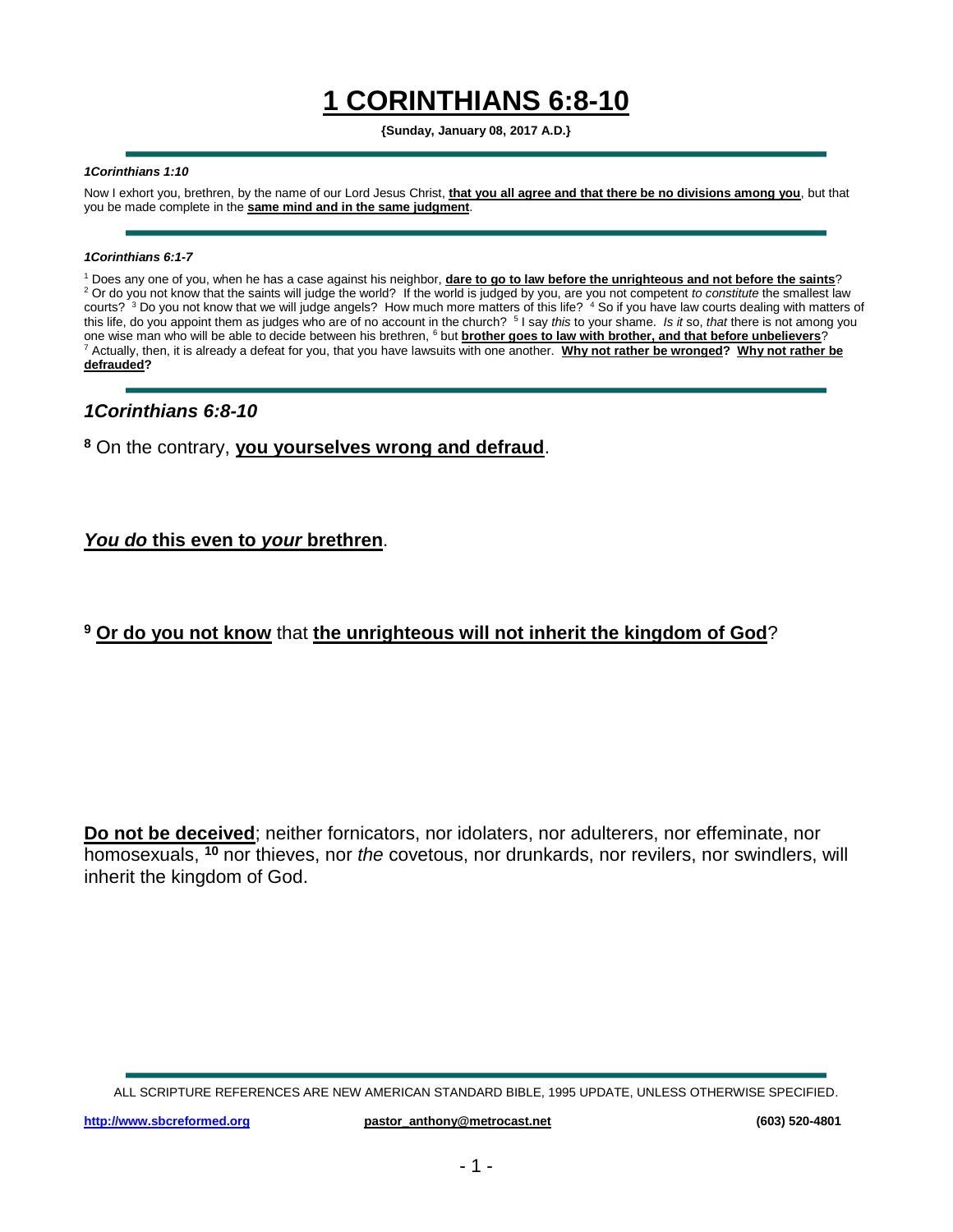# 1 CORINTHIANS 6:8-10

**{Sunday, January 08, 2017 A.D.}**

---

***1Corinthians 1:10***

Now I exhort you, brethren, by the name of our Lord Jesus Christ, **that you all agree and that there be no divisions among you**, but that you be made complete in the **same mind and in the same judgment**.

---

***1Corinthians 6:1-7***

[1] Does any one of you, when he has a case against his neighbor, **dare to go to law before the unrighteous and not before the saints**? [2] Or do you not know that the saints will judge the world? If the world is judged by you, are you not competent *to constitute* the smallest law courts? [3] Do you not know that we will judge angels? How much more matters of this life? [4] So if you have law courts dealing with matters of this life, do you appoint them as judges who are of no account in the church? [5] I say *this* to your shame. *Is it* so, *that* there is not among you one wise man who will be able to decide between his brethren, [6] but **brother goes to law with brother, and that before unbelievers**? [7] Actually, then, it is already a defeat for you, that you have lawsuits with one another. **Why not rather be wronged? Why not rather be defrauded?**

---

## *1Corinthians 6:8-10*

**8** On the contrary, **you yourselves wrong and defraud**.

***You do* this even to *your* brethren**.

**9** **Or do you not know** that **the unrighteous will not inherit the kingdom of God**?

**Do not be deceived**; neither fornicators, nor idolaters, nor adulterers, nor effeminate, nor homosexuals, **10** nor thieves, nor *the* covetous, nor drunkards, nor revilers, nor swindlers, will inherit the kingdom of God.

---

ALL SCRIPTURE REFERENCES ARE NEW AMERICAN STANDARD BIBLE, 1995 UPDATE, UNLESS OTHERWISE SPECIFIED.

http://www.sbcreformed.org pastor_anthony@metrocast.net (603) 520-4801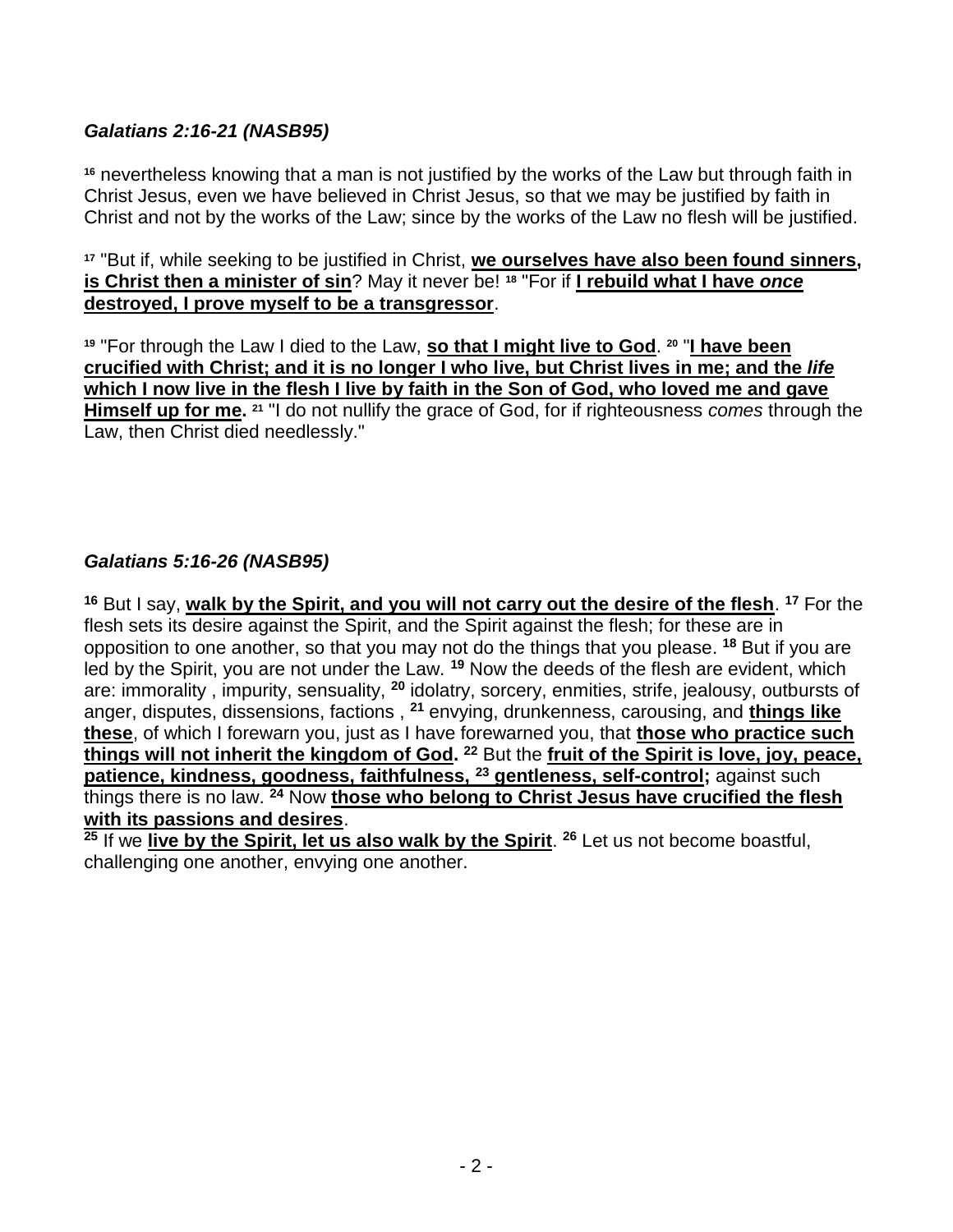***Galatians 2:16-21 (NASB95)***

[16] nevertheless knowing that a man is not justified by the works of the Law but through faith in Christ Jesus, even we have believed in Christ Jesus, so that we may be justified by faith in Christ and not by the works of the Law; since by the works of the Law no flesh will be justified.

[17] "But if, while seeking to be justified in Christ, **<u>we ourselves have also been found sinners, is Christ then a minister of sin</u>**? May it never be! [18] "For if **<u>I rebuild what I have *once* destroyed, I prove myself to be a transgressor</u>**.

[19] "For through the Law I died to the Law, **<u>so that I might live to God</u>**. [20] "**<u>I have been crucified with Christ; and it is no longer I who live, but Christ lives in me; and the *life* which I now live in the flesh I live by faith in the Son of God, who loved me and gave Himself up for me.</u>** [21] "I do not nullify the grace of God, for if righteousness *comes* through the Law, then Christ died needlessly."

***Galatians 5:16-26 (NASB95)***

**16** But I say, **<u>walk by the Spirit, and you will not carry out the desire of the flesh</u>**. **17** For the flesh sets its desire against the Spirit, and the Spirit against the flesh; for these are in opposition to one another, so that you may not do the things that you please. **18** But if you are led by the Spirit, you are not under the Law. **19** Now the deeds of the flesh are evident, which are: immorality , impurity, sensuality, **20** idolatry, sorcery, enmities, strife, jealousy, outbursts of anger, disputes, dissensions, factions , **21** envying, drunkenness, carousing, and **<u>things like these</u>**, of which I forewarn you, just as I have forewarned you, that **<u>those who practice such things will not inherit the kingdom of God.</u>** **22** But the **<u>fruit of the Spirit is love, joy, peace, patience, kindness, goodness, faithfulness, 23 gentleness, self-control;</u>** against such things there is no law. **24** Now **<u>those who belong to Christ Jesus have crucified the flesh with its passions and desires</u>**.

**25** If we **<u>live by the Spirit, let us also walk by the Spirit</u>**. **26** Let us not become boastful, challenging one another, envying one another.